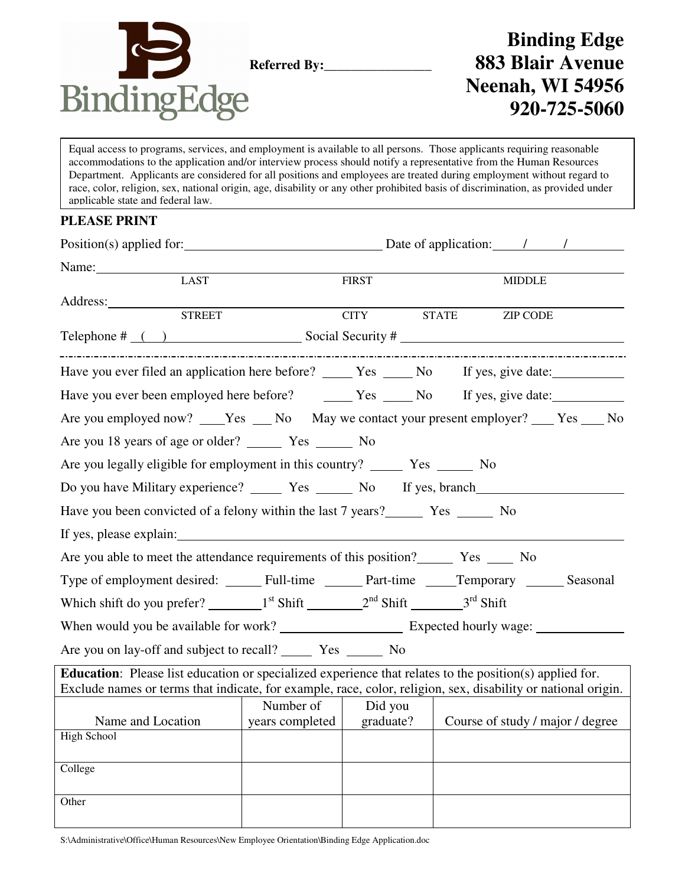**Referred By:\_\_\_\_\_\_\_\_\_\_\_\_\_\_\_\_**

**Binding Edge**
**883 Blair Avenue**
**Neenah, WI 54956**
**920-725-5060**

Equal access to programs, services, and employment is available to all persons. Those applicants requiring reasonable accommodations to the application and/or interview process should notify a representative from the Human Resources Department. Applicants are considered for all positions and employees are treated during employment without regard to race, color, religion, sex, national origin, age, disability or any other prohibited basis of discrimination, as provided under applicable state and federal law.

**PLEASE PRINT**

Position(s) applied for:\_\_\_\_\_\_\_\_\_\_\_\_\_\_\_\_\_\_\_\_\_\_\_\_\_\_\_\_\_\_ Date of application:\_\_\_\_/\_\_\_\_/\_\_\_\_\_\_\_\_

Name:\_\_\_\_\_\_\_\_\_\_\_\_\_\_\_\_\_\_\_\_\_\_\_\_\_\_\_\_\_\_\_\_\_\_\_\_\_\_\_\_\_\_\_\_\_\_\_\_\_\_\_\_\_\_\_\_\_\_\_\_\_\_\_\_\_\_\_\_
LAST FIRST MIDDLE

Address:\_\_\_\_\_\_\_\_\_\_\_\_\_\_\_\_\_\_\_\_\_\_\_\_\_\_\_\_\_\_\_\_\_\_\_\_\_\_\_\_\_\_\_\_\_\_\_\_\_\_\_\_\_\_\_\_\_\_\_\_\_\_\_\_\_\_
STREET CITY STATE ZIP CODE

Telephone # ( )\_\_\_\_\_\_\_\_\_\_\_\_\_\_\_\_\_\_\_\_ Social Security # \_\_\_\_\_\_\_\_\_\_\_\_\_\_\_\_\_\_\_\_\_\_\_\_\_\_\_\_\_\_\_\_\_\_\_\_

---

Have you ever filed an application here before? \_\_\_\_\_ Yes \_\_\_\_\_ No If yes, give date:\_\_\_\_\_\_\_\_\_\_\_

Have you ever been employed here before? \_\_\_\_\_ Yes \_\_\_\_\_ No If yes, give date:\_\_\_\_\_\_\_\_\_\_\_

Are you employed now? \_\_\_\_Yes \_\_\_ No May we contact your present employer? \_\_\_ Yes \_\_\_ No

Are you 18 years of age or older? \_\_\_\_\_\_ Yes \_\_\_\_\_\_ No

Are you legally eligible for employment in this country? \_\_\_\_\_ Yes \_\_\_\_\_\_ No

Do you have Military experience? \_\_\_\_\_ Yes \_\_\_\_\_\_ No If yes, branch\_\_\_\_\_\_\_\_\_\_\_\_\_\_\_\_\_\_\_\_\_\_

Have you been convicted of a felony within the last 7 years?\_\_\_\_\_\_ Yes \_\_\_\_\_\_ No

If yes, please explain:\_\_\_\_\_\_\_\_\_\_\_\_\_\_\_\_\_\_\_\_\_\_\_\_\_\_\_\_\_\_\_\_\_\_\_\_\_\_\_\_\_\_\_\_\_\_\_\_\_\_\_\_\_\_\_\_\_\_\_\_\_\_

Are you able to meet the attendance requirements of this position?\_\_\_\_\_\_ Yes \_\_\_\_ No

Type of employment desired: \_\_\_\_\_\_ Full-time \_\_\_\_\_\_ Part-time \_\_\_\_\_Temporary \_\_\_\_\_\_ Seasonal

Which shift do you prefer? \_\_\_\_\_\_\_\_1st Shift \_\_\_\_\_\_\_\_\_2nd Shift \_\_\_\_\_\_\_\_3rd Shift

When would you be available for work? \_\_\_\_\_\_\_\_\_\_\_\_\_\_\_\_\_\_\_ Expected hourly wage: \_\_\_\_\_\_\_\_\_\_\_\_\_

Are you on lay-off and subject to recall? \_\_\_\_\_ Yes \_\_\_\_\_\_ No

**Education**: Please list education or specialized experience that relates to the position(s) applied for. Exclude names or terms that indicate, for example, race, color, religion, sex, disability or national origin.

| Name and Location | Number of years completed | Did you graduate? | Course of study / major / degree |
|---|---|---|---|
| High School | | | |
| College | | | |
| Other | | | |

S:\Administrative\Office\Human Resources\New Employee Orientation\Binding Edge Application.doc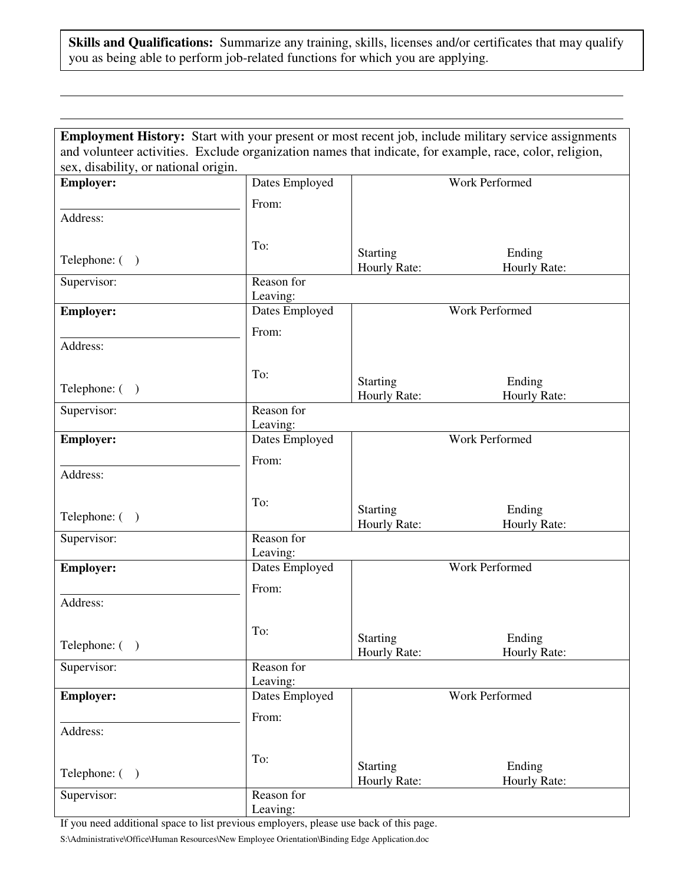**Skills and Qualifications:** Summarize any training, skills, licenses and/or certificates that may qualify you as being able to perform job-related functions for which you are applying.

\_\_\_\_\_\_\_\_\_\_\_\_\_\_\_\_\_\_\_\_\_\_\_\_\_\_\_\_\_\_\_\_\_\_\_\_\_\_\_\_\_\_\_\_\_\_\_\_\_\_\_\_\_\_\_\_\_\_\_\_\_\_\_\_\_\_\_\_\_\_\_\_\_\_\_\_

\_\_\_\_\_\_\_\_\_\_\_\_\_\_\_\_\_\_\_\_\_\_\_\_\_\_\_\_\_\_\_\_\_\_\_\_\_\_\_\_\_\_\_\_\_\_\_\_\_\_\_\_\_\_\_\_\_\_\_\_\_\_\_\_\_\_\_\_\_\_\_\_\_\_\_\_

**Employment History:** Start with your present or most recent job, include military service assignments and volunteer activities. Exclude organization names that indicate, for example, race, color, religion, sex, disability, or national origin.

| **Employer:** | Dates Employed | Work Performed | |
|---|---|---|---|
| Address: | From: | | |
| Telephone: ( ) | To: | Starting Hourly Rate: | Ending Hourly Rate: |
| Supervisor: | Reason for Leaving: | | |
| **Employer:** | Dates Employed | Work Performed | |
| Address: | From: | | |
| Telephone: ( ) | To: | Starting Hourly Rate: | Ending Hourly Rate: |
| Supervisor: | Reason for Leaving: | | |
| **Employer:** | Dates Employed | Work Performed | |
| Address: | From: | | |
| Telephone: ( ) | To: | Starting Hourly Rate: | Ending Hourly Rate: |
| Supervisor: | Reason for Leaving: | | |
| **Employer:** | Dates Employed | Work Performed | |
| Address: | From: | | |
| Telephone: ( ) | To: | Starting Hourly Rate: | Ending Hourly Rate: |
| Supervisor: | Reason for Leaving: | | |
| **Employer:** | Dates Employed | Work Performed | |
| Address: | From: | | |
| Telephone: ( ) | To: | Starting Hourly Rate: | Ending Hourly Rate: |
| Supervisor: | Reason for Leaving: | | |

If you need additional space to list previous employers, please use back of this page.

S:\Administrative\Office\Human Resources\New Employee Orientation\Binding Edge Application.doc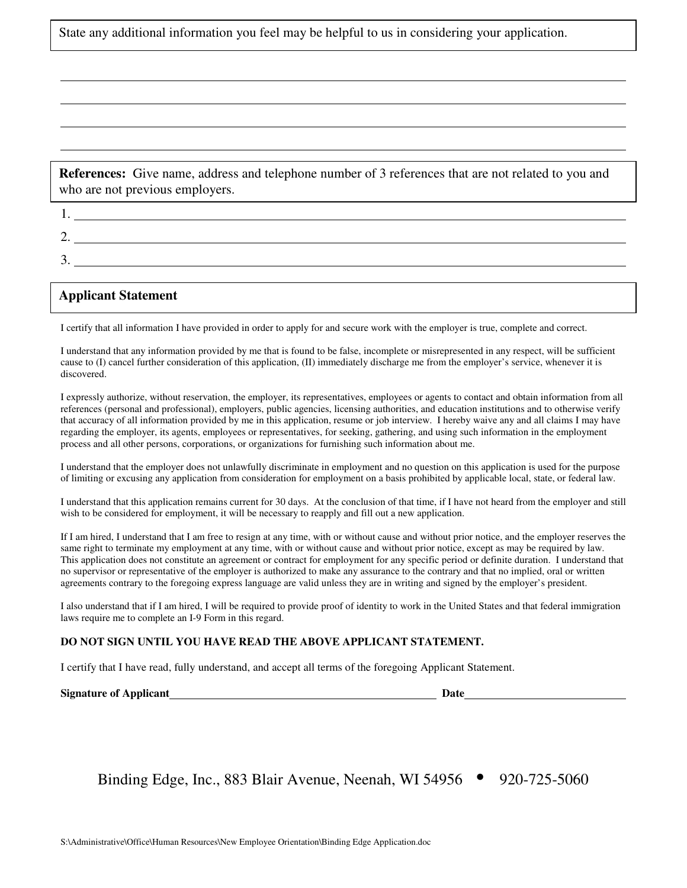State any additional information you feel may be helpful to us in considering your application.

______________________________________________________________________________

______________________________________________________________________________

______________________________________________________________________________

______________________________________________________________________________

**References:** Give name, address and telephone number of 3 references that are not related to you and who are not previous employers.

1. ______________________________________________________________________________
2. ______________________________________________________________________________
3. ______________________________________________________________________________

## Applicant Statement

I certify that all information I have provided in order to apply for and secure work with the employer is true, complete and correct.

I understand that any information provided by me that is found to be false, incomplete or misrepresented in any respect, will be sufficient cause to (I) cancel further consideration of this application, (II) immediately discharge me from the employer's service, whenever it is discovered.

I expressly authorize, without reservation, the employer, its representatives, employees or agents to contact and obtain information from all references (personal and professional), employers, public agencies, licensing authorities, and education institutions and to otherwise verify that accuracy of all information provided by me in this application, resume or job interview. I hereby waive any and all claims I may have regarding the employer, its agents, employees or representatives, for seeking, gathering, and using such information in the employment process and all other persons, corporations, or organizations for furnishing such information about me.

I understand that the employer does not unlawfully discriminate in employment and no question on this application is used for the purpose of limiting or excusing any application from consideration for employment on a basis prohibited by applicable local, state, or federal law.

I understand that this application remains current for 30 days. At the conclusion of that time, if I have not heard from the employer and still wish to be considered for employment, it will be necessary to reapply and fill out a new application.

If I am hired, I understand that I am free to resign at any time, with or without cause and without prior notice, and the employer reserves the same right to terminate my employment at any time, with or without cause and without prior notice, except as may be required by law. This application does not constitute an agreement or contract for employment for any specific period or definite duration. I understand that no supervisor or representative of the employer is authorized to make any assurance to the contrary and that no implied, oral or written agreements contrary to the foregoing express language are valid unless they are in writing and signed by the employer's president.

I also understand that if I am hired, I will be required to provide proof of identity to work in the United States and that federal immigration laws require me to complete an I-9 Form in this regard.

**DO NOT SIGN UNTIL YOU HAVE READ THE ABOVE APPLICANT STATEMENT.**

I certify that I have read, fully understand, and accept all terms of the foregoing Applicant Statement.

**Signature of Applicant**______________________________ **Date**____________________

Binding Edge, Inc., 883 Blair Avenue, Neenah, WI 54956 • 920-725-5060

S:\Administrative\Office\Human Resources\New Employee Orientation\Binding Edge Application.doc